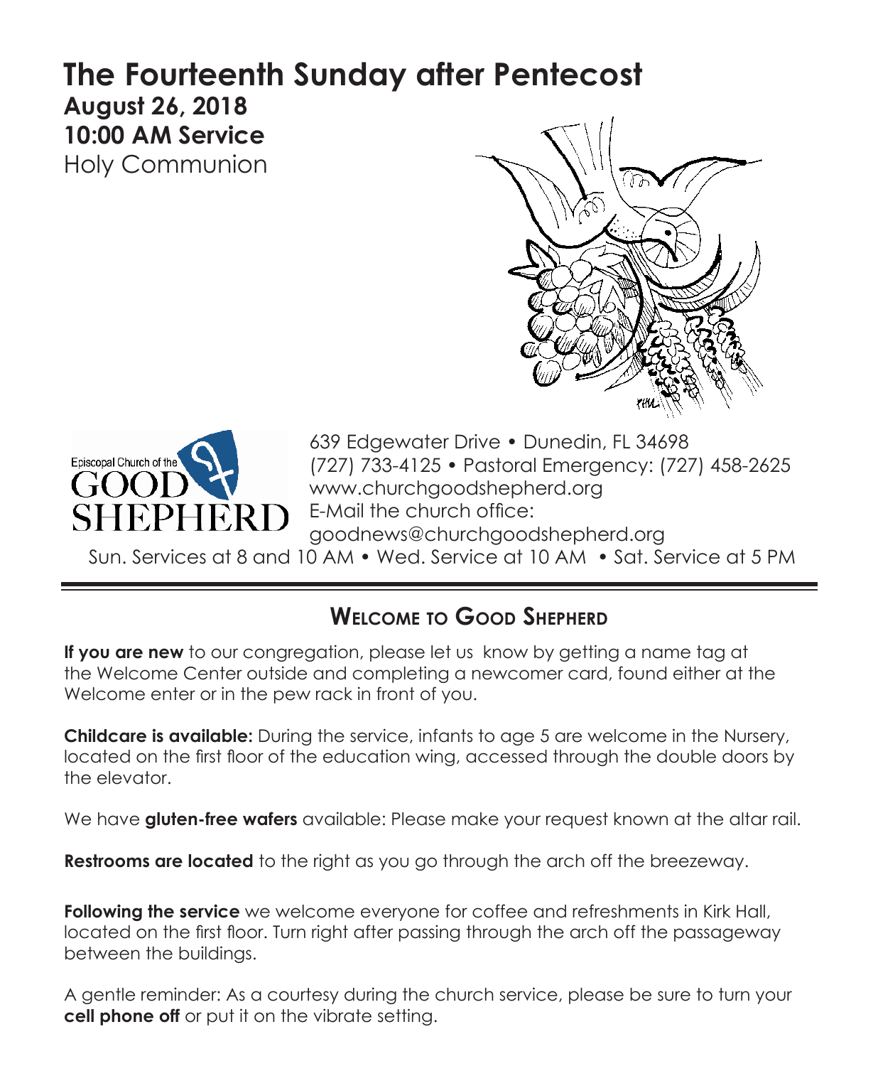# The Fourteenth Sunday after Pentecost

**August 26, 2018**
**10:00 AM Service**
Holy Communion

Episcopal Church of the GOOD SHEPHERD

639 Edgewater Drive • Dunedin, FL 34698
(727) 733-4125 • Pastoral Emergency: (727) 458-2625
www.churchgoodshepherd.org
E-Mail the church office:
goodnews@churchgoodshepherd.org

Sun. Services at 8 and 10 AM • Wed. Service at 10 AM • Sat. Service at 5 PM

## Welcome to Good Shepherd

**If you are new** to our congregation, please let us know by getting a name tag at the Welcome Center outside and completing a newcomer card, found either at the Welcome enter or in the pew rack in front of you.

**Childcare is available:** During the service, infants to age 5 are welcome in the Nursery, located on the first floor of the education wing, accessed through the double doors by the elevator.

We have **gluten-free wafers** available: Please make your request known at the altar rail.

**Restrooms are located** to the right as you go through the arch off the breezeway.

**Following the service** we welcome everyone for coffee and refreshments in Kirk Hall, located on the first floor. Turn right after passing through the arch off the passageway between the buildings.

A gentle reminder: As a courtesy during the church service, please be sure to turn your **cell phone off** or put it on the vibrate setting.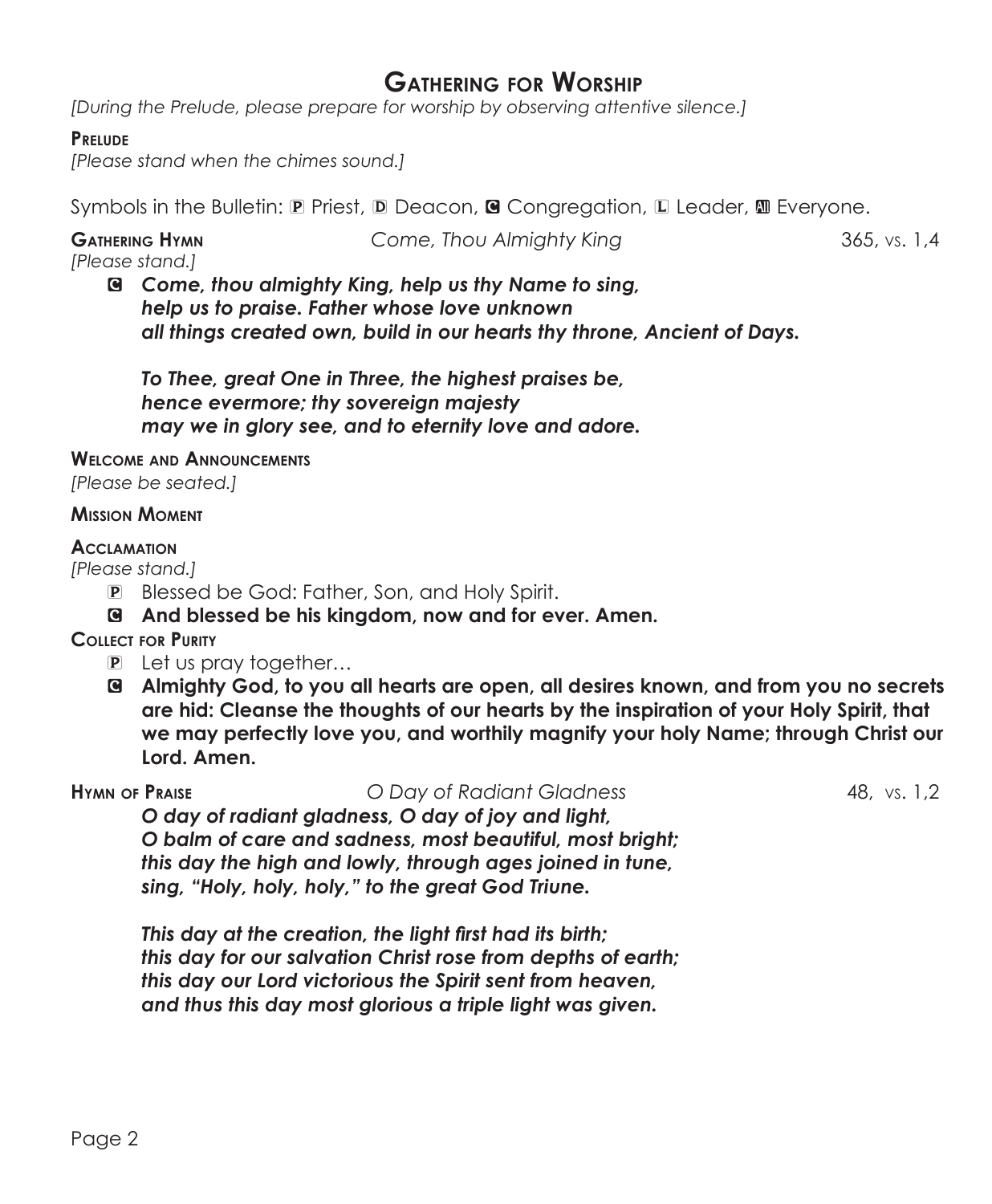# Gathering for Worship

*[During the Prelude, please prepare for worship by observing attentive silence.]*

**Prelude**

*[Please stand when the chimes sound.]*

Symbols in the Bulletin: P Priest, D Deacon, C Congregation, L Leader, All Everyone.

**Gathering Hymn** *Come, Thou Almighty King* 365, vs. 1,4

*[Please stand.]*

C ***Come, thou almighty King, help us thy Name to sing,***
***help us to praise. Father whose love unknown***
***all things created own, build in our hearts thy throne, Ancient of Days.***

***To Thee, great One in Three, the highest praises be,***
***hence evermore; thy sovereign majesty***
***may we in glory see, and to eternity love and adore.***

**Welcome and Announcements**

*[Please be seated.]*

**Mission Moment**

**Acclamation**

*[Please stand.]*

P Blessed be God: Father, Son, and Holy Spirit.

C **And blessed be his kingdom, now and for ever. Amen.**

**Collect for Purity**

P Let us pray together…

C **Almighty God, to you all hearts are open, all desires known, and from you no secrets are hid: Cleanse the thoughts of our hearts by the inspiration of your Holy Spirit, that we may perfectly love you, and worthily magnify your holy Name; through Christ our Lord. Amen.**

**Hymn of Praise** *O Day of Radiant Gladness* 48, vs. 1,2

***O day of radiant gladness, O day of joy and light,***
***O balm of care and sadness, most beautiful, most bright;***
***this day the high and lowly, through ages joined in tune,***
***sing, "Holy, holy, holy," to the great God Triune.***

***This day at the creation, the light first had its birth;***
***this day for our salvation Christ rose from depths of earth;***
***this day our Lord victorious the Spirit sent from heaven,***
***and thus this day most glorious a triple light was given.***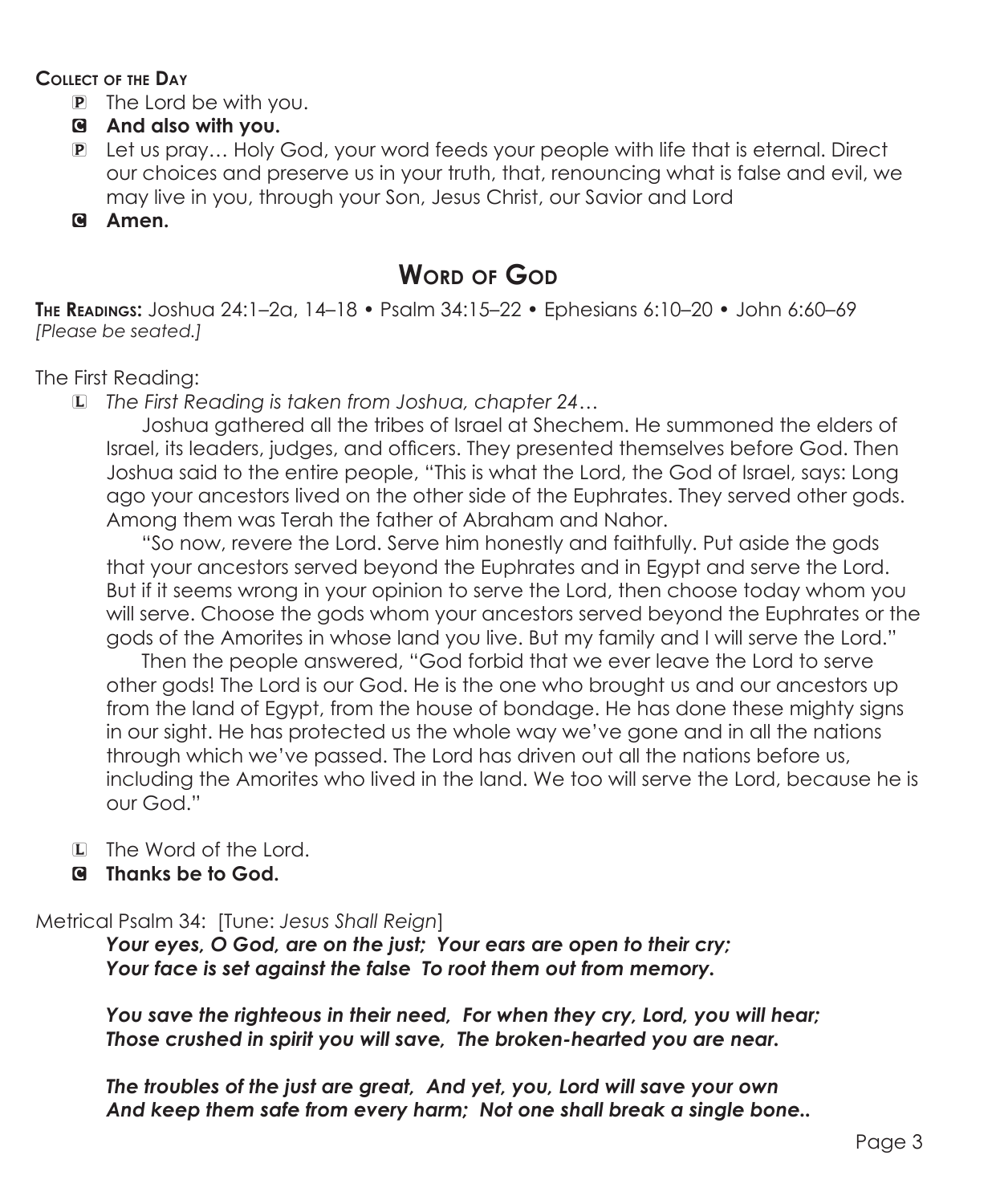**Collect of the Day**

P The Lord be with you.

C **And also with you.**

P Let us pray… Holy God, your word feeds your people with life that is eternal. Direct our choices and preserve us in your truth, that, renouncing what is false and evil, we may live in you, through your Son, Jesus Christ, our Savior and Lord

C **Amen.**

## Word of God

**The Readings:** Joshua 24:1–2a, 14–18 • Psalm 34:15–22 • Ephesians 6:10–20 • John 6:60–69
*[Please be seated.]*

The First Reading:

L *The First Reading is taken from Joshua, chapter 24…*

Joshua gathered all the tribes of Israel at Shechem. He summoned the elders of Israel, its leaders, judges, and officers. They presented themselves before God. Then Joshua said to the entire people, "This is what the Lord, the God of Israel, says: Long ago your ancestors lived on the other side of the Euphrates. They served other gods. Among them was Terah the father of Abraham and Nahor.

"So now, revere the Lord. Serve him honestly and faithfully. Put aside the gods that your ancestors served beyond the Euphrates and in Egypt and serve the Lord. But if it seems wrong in your opinion to serve the Lord, then choose today whom you will serve. Choose the gods whom your ancestors served beyond the Euphrates or the gods of the Amorites in whose land you live. But my family and I will serve the Lord."

Then the people answered, "God forbid that we ever leave the Lord to serve other gods! The Lord is our God. He is the one who brought us and our ancestors up from the land of Egypt, from the house of bondage. He has done these mighty signs in our sight. He has protected us the whole way we've gone and in all the nations through which we've passed. The Lord has driven out all the nations before us, including the Amorites who lived in the land. We too will serve the Lord, because he is our God."

L The Word of the Lord.

C **Thanks be to God.**

Metrical Psalm 34: [Tune: *Jesus Shall Reign*]

***Your eyes, O God, are on the just; Your ears are open to their cry;***
***Your face is set against the false To root them out from memory.***

***You save the righteous in their need, For when they cry, Lord, you will hear;***
***Those crushed in spirit you will save, The broken-hearted you are near.***

***The troubles of the just are great, And yet, you, Lord will save your own***
***And keep them safe from every harm; Not one shall break a single bone..***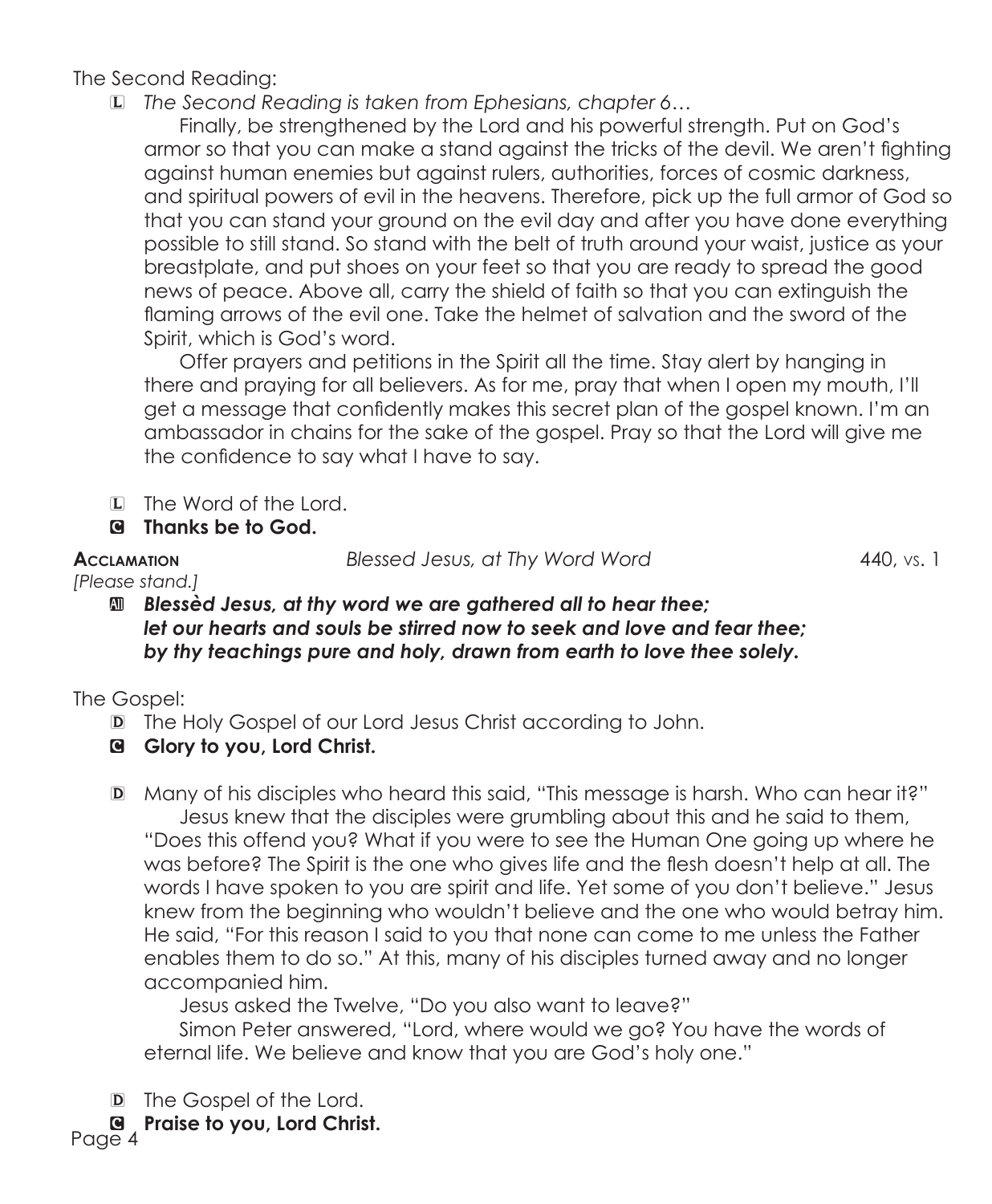The Second Reading:

L *The Second Reading is taken from Ephesians, chapter 6…*

Finally, be strengthened by the Lord and his powerful strength. Put on God's armor so that you can make a stand against the tricks of the devil. We aren't fighting against human enemies but against rulers, authorities, forces of cosmic darkness, and spiritual powers of evil in the heavens. Therefore, pick up the full armor of God so that you can stand your ground on the evil day and after you have done everything possible to still stand. So stand with the belt of truth around your waist, justice as your breastplate, and put shoes on your feet so that you are ready to spread the good news of peace. Above all, carry the shield of faith so that you can extinguish the flaming arrows of the evil one. Take the helmet of salvation and the sword of the Spirit, which is God's word.

Offer prayers and petitions in the Spirit all the time. Stay alert by hanging in there and praying for all believers. As for me, pray that when I open my mouth, I'll get a message that confidently makes this secret plan of the gospel known. I'm an ambassador in chains for the sake of the gospel. Pray so that the Lord will give me the confidence to say what I have to say.

L The Word of the Lord.

**C Thanks be to God.**

**Acclamation** *Blessed Jesus, at Thy Word Word* 440, vs. 1

*[Please stand.]*

**A** ***Blessèd Jesus, at thy word we are gathered all to hear thee; let our hearts and souls be stirred now to seek and love and fear thee; by thy teachings pure and holy, drawn from earth to love thee solely.***

The Gospel:

D The Holy Gospel of our Lord Jesus Christ according to John.

**C Glory to you, Lord Christ.**

D Many of his disciples who heard this said, "This message is harsh. Who can hear it?"

Jesus knew that the disciples were grumbling about this and he said to them, "Does this offend you? What if you were to see the Human One going up where he was before? The Spirit is the one who gives life and the flesh doesn't help at all. The words I have spoken to you are spirit and life. Yet some of you don't believe." Jesus knew from the beginning who wouldn't believe and the one who would betray him. He said, "For this reason I said to you that none can come to me unless the Father enables them to do so." At this, many of his disciples turned away and no longer accompanied him.

Jesus asked the Twelve, "Do you also want to leave?"

Simon Peter answered, "Lord, where would we go? You have the words of eternal life. We believe and know that you are God's holy one."

D The Gospel of the Lord.

**C Praise to you, Lord Christ.**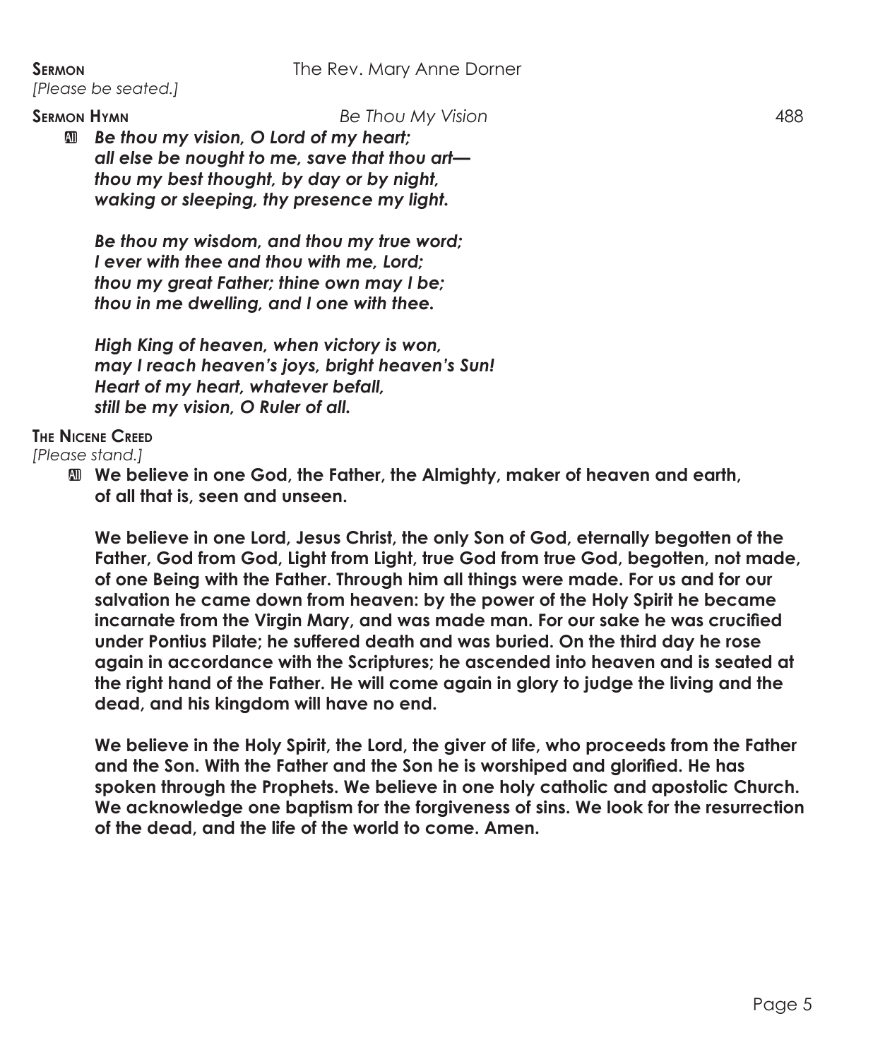**Sermon** The Rev. Mary Anne Dorner

*[Please be seated.]*

**Sermon Hymn** *Be Thou My Vision* 488

All ***Be thou my vision, O Lord of my heart;***
***all else be nought to me, save that thou art—***
***thou my best thought, by day or by night,***
***waking or sleeping, thy presence my light.***

***Be thou my wisdom, and thou my true word;***
***I ever with thee and thou with me, Lord;***
***thou my great Father; thine own may I be;***
***thou in me dwelling, and I one with thee.***

***High King of heaven, when victory is won,***
***may I reach heaven's joys, bright heaven's Sun!***
***Heart of my heart, whatever befall,***
***still be my vision, O Ruler of all.***

**The Nicene Creed**

*[Please stand.]*

All **We believe in one God, the Father, the Almighty, maker of heaven and earth, of all that is, seen and unseen.**

**We believe in one Lord, Jesus Christ, the only Son of God, eternally begotten of the Father, God from God, Light from Light, true God from true God, begotten, not made, of one Being with the Father. Through him all things were made. For us and for our salvation he came down from heaven: by the power of the Holy Spirit he became incarnate from the Virgin Mary, and was made man. For our sake he was crucified under Pontius Pilate; he suffered death and was buried. On the third day he rose again in accordance with the Scriptures; he ascended into heaven and is seated at the right hand of the Father. He will come again in glory to judge the living and the dead, and his kingdom will have no end.**

**We believe in the Holy Spirit, the Lord, the giver of life, who proceeds from the Father and the Son. With the Father and the Son he is worshiped and glorified. He has spoken through the Prophets. We believe in one holy catholic and apostolic Church. We acknowledge one baptism for the forgiveness of sins. We look for the resurrection of the dead, and the life of the world to come. Amen.**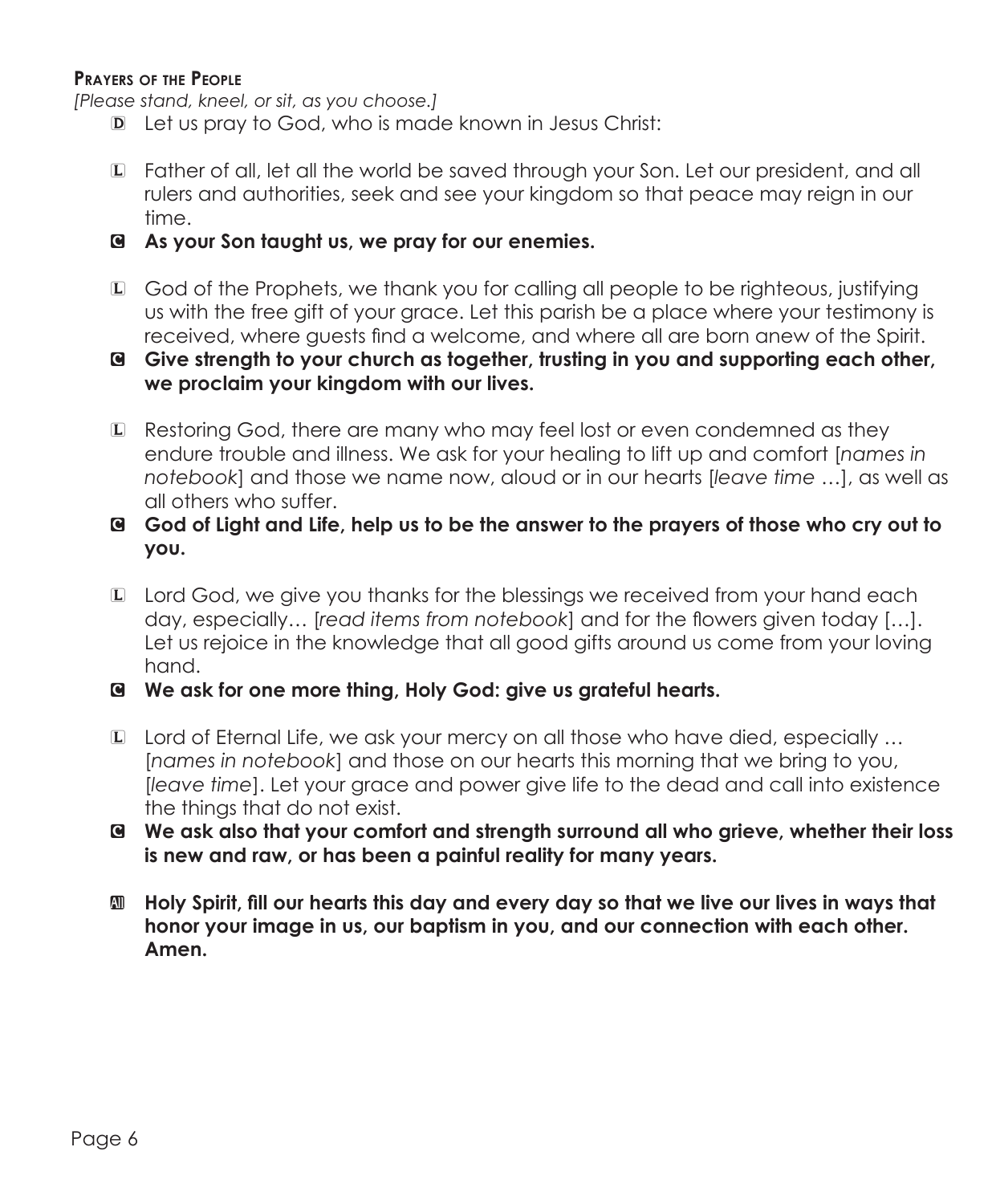**Prayers of the People**

*[Please stand, kneel, or sit, as you choose.]*

D Let us pray to God, who is made known in Jesus Christ:

L Father of all, let all the world be saved through your Son. Let our president, and all rulers and authorities, seek and see your kingdom so that peace may reign in our time.

**C As your Son taught us, we pray for our enemies.**

L God of the Prophets, we thank you for calling all people to be righteous, justifying us with the free gift of your grace. Let this parish be a place where your testimony is received, where guests find a welcome, and where all are born anew of the Spirit.

**C Give strength to your church as together, trusting in you and supporting each other, we proclaim your kingdom with our lives.**

L Restoring God, there are many who may feel lost or even condemned as they endure trouble and illness. We ask for your healing to lift up and comfort [*names in notebook*] and those we name now, aloud or in our hearts [*leave time* …], as well as all others who suffer.

**C God of Light and Life, help us to be the answer to the prayers of those who cry out to you.**

L Lord God, we give you thanks for the blessings we received from your hand each day, especially… [*read items from notebook*] and for the flowers given today […]. Let us rejoice in the knowledge that all good gifts around us come from your loving hand.

**C We ask for one more thing, Holy God: give us grateful hearts.**

L Lord of Eternal Life, we ask your mercy on all those who have died, especially … [*names in notebook*] and those on our hearts this morning that we bring to you, [*leave time*]. Let your grace and power give life to the dead and call into existence the things that do not exist.

**C We ask also that your comfort and strength surround all who grieve, whether their loss is new and raw, or has been a painful reality for many years.**

**All Holy Spirit, fill our hearts this day and every day so that we live our lives in ways that honor your image in us, our baptism in you, and our connection with each other. Amen.**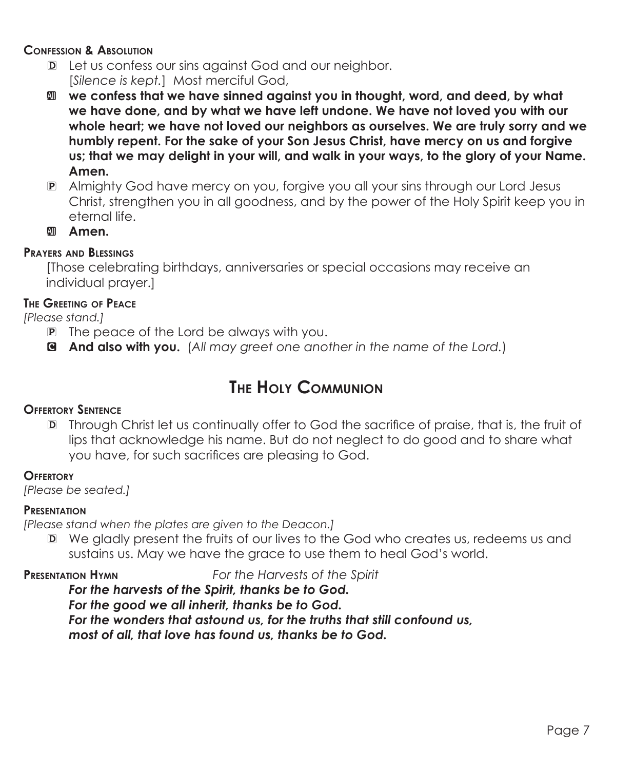**Confession & Absolution**

D Let us confess our sins against God and our neighbor.
[*Silence is kept.*] Most merciful God,

All **we confess that we have sinned against you in thought, word, and deed, by what we have done, and by what we have left undone. We have not loved you with our whole heart; we have not loved our neighbors as ourselves. We are truly sorry and we humbly repent. For the sake of your Son Jesus Christ, have mercy on us and forgive us; that we may delight in your will, and walk in your ways, to the glory of your Name. Amen.**

P Almighty God have mercy on you, forgive you all your sins through our Lord Jesus Christ, strengthen you in all goodness, and by the power of the Holy Spirit keep you in eternal life.

All **Amen.**

**Prayers and Blessings**

[Those celebrating birthdays, anniversaries or special occasions may receive an individual prayer.]

**The Greeting of Peace**

*[Please stand.]*

P The peace of the Lord be always with you.

C **And also with you.** (*All may greet one another in the name of the Lord.*)

## The Holy Communion

**Offertory Sentence**

D Through Christ let us continually offer to God the sacrifice of praise, that is, the fruit of lips that acknowledge his name. But do not neglect to do good and to share what you have, for such sacrifices are pleasing to God.

**Offertory**

*[Please be seated.]*

**Presentation**

*[Please stand when the plates are given to the Deacon.]*

D We gladly present the fruits of our lives to the God who creates us, redeems us and sustains us. May we have the grace to use them to heal God's world.

**Presentation Hymn** *For the Harvests of the Spirit*

***For the harvests of the Spirit, thanks be to God.***
***For the good we all inherit, thanks be to God.***
***For the wonders that astound us, for the truths that still confound us,***
***most of all, that love has found us, thanks be to God.***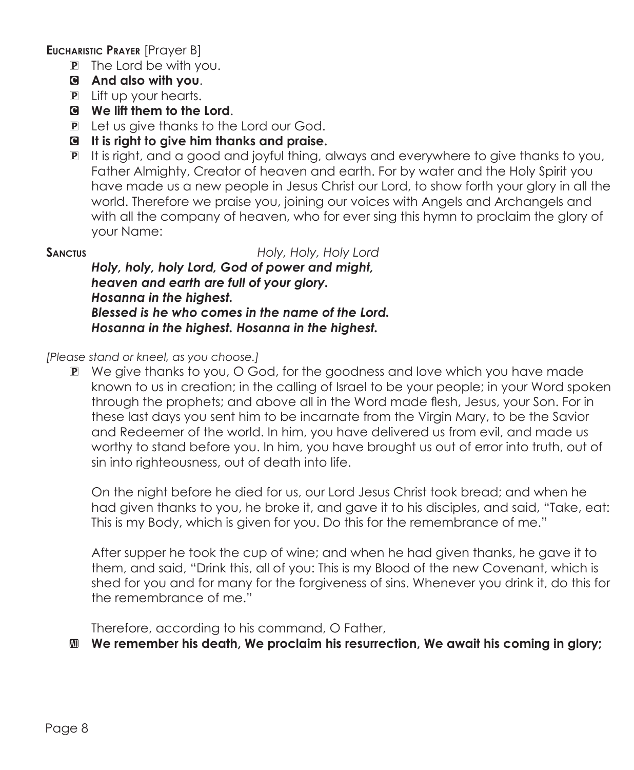**Eucharistic Prayer** [Prayer B]

P The Lord be with you.

C **And also with you**.

P Lift up your hearts.

C **We lift them to the Lord**.

P Let us give thanks to the Lord our God.

C **It is right to give him thanks and praise.**

P It is right, and a good and joyful thing, always and everywhere to give thanks to you, Father Almighty, Creator of heaven and earth. For by water and the Holy Spirit you have made us a new people in Jesus Christ our Lord, to show forth your glory in all the world. Therefore we praise you, joining our voices with Angels and Archangels and with all the company of heaven, who for ever sing this hymn to proclaim the glory of your Name:

**Sanctus** *Holy, Holy, Holy Lord*

***Holy, holy, holy Lord, God of power and might,***
***heaven and earth are full of your glory.***
***Hosanna in the highest.***
***Blessed is he who comes in the name of the Lord.***
***Hosanna in the highest. Hosanna in the highest.***

*[Please stand or kneel, as you choose.]*

P We give thanks to you, O God, for the goodness and love which you have made known to us in creation; in the calling of Israel to be your people; in your Word spoken through the prophets; and above all in the Word made flesh, Jesus, your Son. For in these last days you sent him to be incarnate from the Virgin Mary, to be the Savior and Redeemer of the world. In him, you have delivered us from evil, and made us worthy to stand before you. In him, you have brought us out of error into truth, out of sin into righteousness, out of death into life.

On the night before he died for us, our Lord Jesus Christ took bread; and when he had given thanks to you, he broke it, and gave it to his disciples, and said, "Take, eat: This is my Body, which is given for you. Do this for the remembrance of me."

After supper he took the cup of wine; and when he had given thanks, he gave it to them, and said, "Drink this, all of you: This is my Blood of the new Covenant, which is shed for you and for many for the forgiveness of sins. Whenever you drink it, do this for the remembrance of me."

Therefore, according to his command, O Father,

All **We remember his death, We proclaim his resurrection, We await his coming in glory;**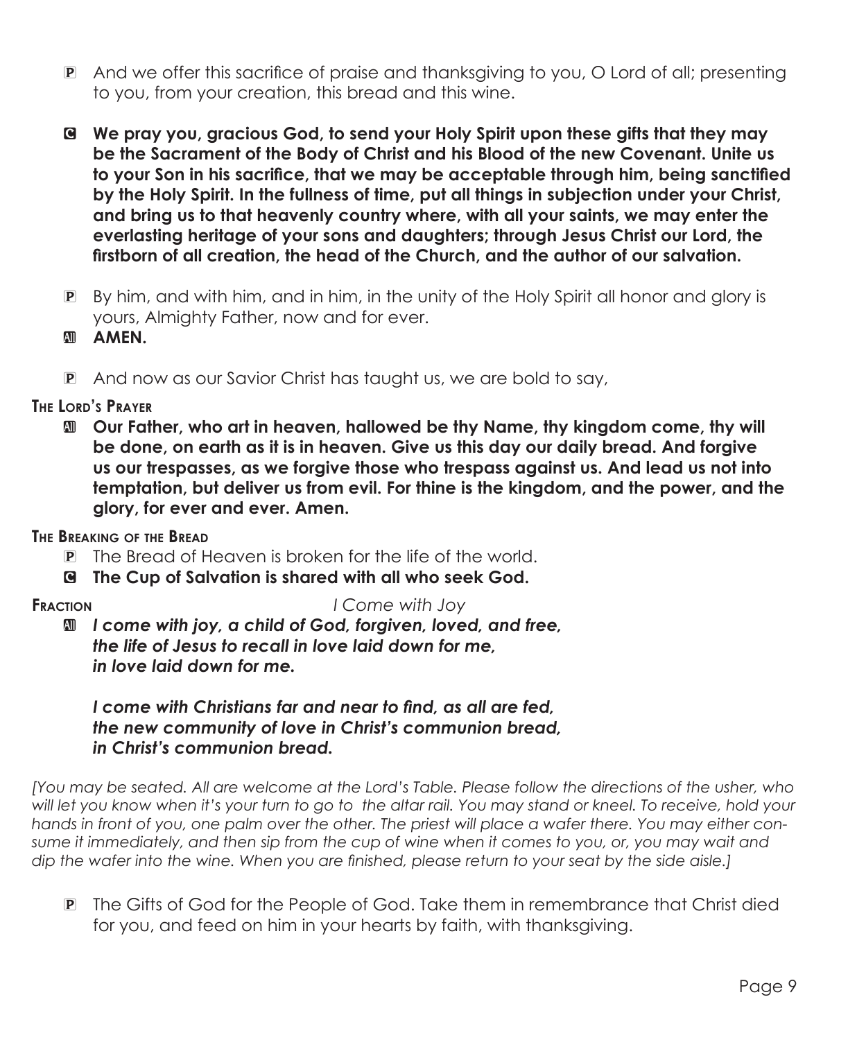P And we offer this sacrifice of praise and thanksgiving to you, O Lord of all; presenting to you, from your creation, this bread and this wine.

C **We pray you, gracious God, to send your Holy Spirit upon these gifts that they may be the Sacrament of the Body of Christ and his Blood of the new Covenant. Unite us to your Son in his sacrifice, that we may be acceptable through him, being sanctified by the Holy Spirit. In the fullness of time, put all things in subjection under your Christ, and bring us to that heavenly country where, with all your saints, we may enter the everlasting heritage of your sons and daughters; through Jesus Christ our Lord, the firstborn of all creation, the head of the Church, and the author of our salvation.**

P By him, and with him, and in him, in the unity of the Holy Spirit all honor and glory is yours, Almighty Father, now and for ever.

All **AMEN.**

P And now as our Savior Christ has taught us, we are bold to say,

**The Lord's Prayer**

All **Our Father, who art in heaven, hallowed be thy Name, thy kingdom come, thy will be done, on earth as it is in heaven. Give us this day our daily bread. And forgive us our trespasses, as we forgive those who trespass against us. And lead us not into temptation, but deliver us from evil. For thine is the kingdom, and the power, and the glory, for ever and ever. Amen.**

**The Breaking of the Bread**

P The Bread of Heaven is broken for the life of the world.

C **The Cup of Salvation is shared with all who seek God.**

**Fraction** *I Come with Joy*

All ***I come with joy, a child of God, forgiven, loved, and free,***
***the life of Jesus to recall in love laid down for me,***
***in love laid down for me.***

***I come with Christians far and near to find, as all are fed,***
***the new community of love in Christ's communion bread,***
***in Christ's communion bread.***

*[You may be seated. All are welcome at the Lord's Table. Please follow the directions of the usher, who will let you know when it's your turn to go to the altar rail. You may stand or kneel. To receive, hold your hands in front of you, one palm over the other. The priest will place a wafer there. You may either consume it immediately, and then sip from the cup of wine when it comes to you, or, you may wait and dip the wafer into the wine. When you are finished, please return to your seat by the side aisle.]*

P The Gifts of God for the People of God. Take them in remembrance that Christ died for you, and feed on him in your hearts by faith, with thanksgiving.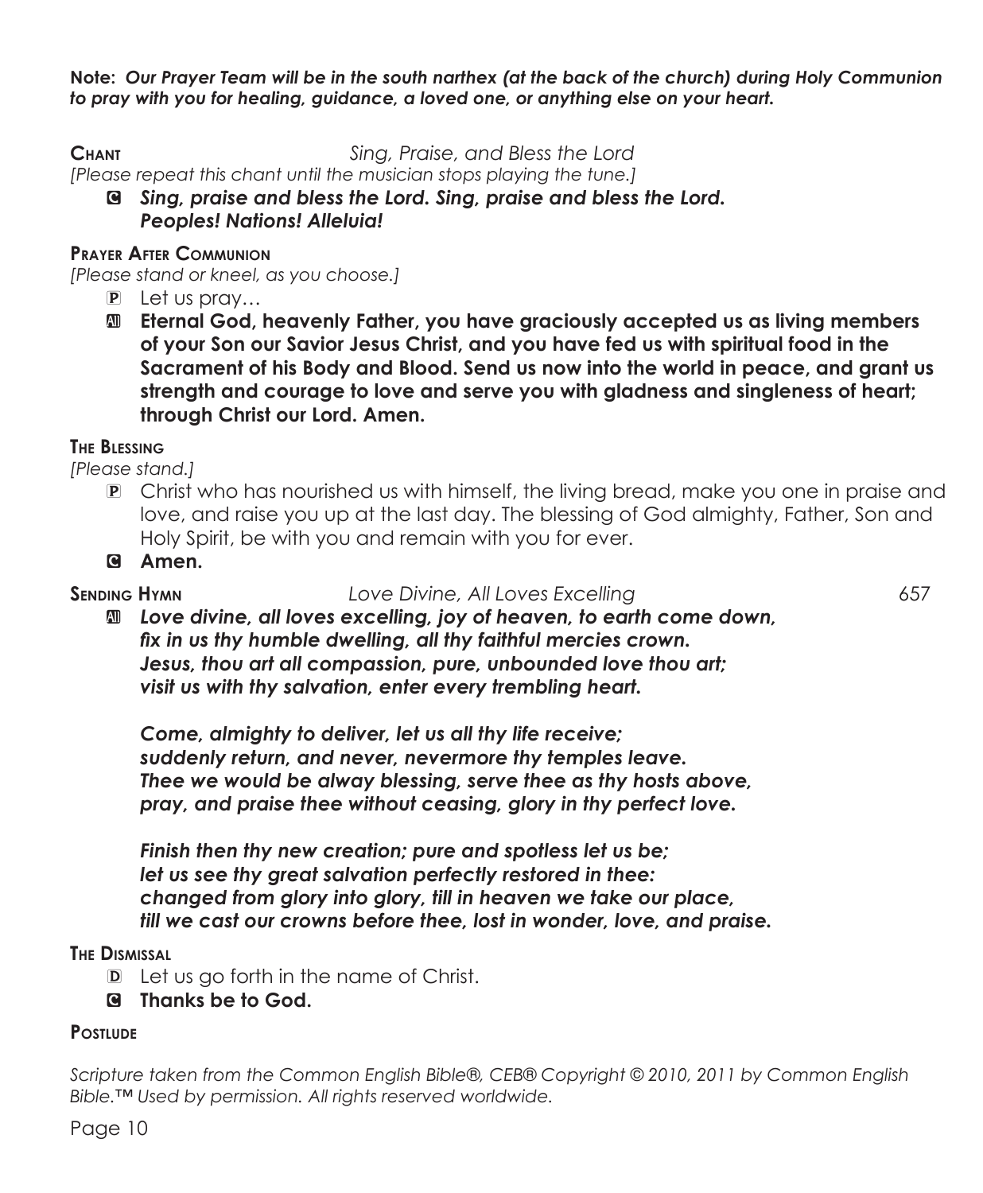**Note:** ***Our Prayer Team will be in the south narthex (at the back of the church) during Holy Communion to pray with you for healing, guidance, a loved one, or anything else on your heart.***

**Chant** *Sing, Praise, and Bless the Lord*

*[Please repeat this chant until the musician stops playing the tune.]*

C ***Sing, praise and bless the Lord. Sing, praise and bless the Lord. Peoples! Nations! Alleluia!***

**Prayer After Communion**

*[Please stand or kneel, as you choose.]*

P Let us pray…

A **Eternal God, heavenly Father, you have graciously accepted us as living members of your Son our Savior Jesus Christ, and you have fed us with spiritual food in the Sacrament of his Body and Blood. Send us now into the world in peace, and grant us strength and courage to love and serve you with gladness and singleness of heart; through Christ our Lord. Amen.**

**The Blessing**

*[Please stand.]*

P Christ who has nourished us with himself, the living bread, make you one in praise and love, and raise you up at the last day. The blessing of God almighty, Father, Son and Holy Spirit, be with you and remain with you for ever.

C **Amen.**

**Sending Hymn** *Love Divine, All Loves Excelling* 657

A ***Love divine, all loves excelling, joy of heaven, to earth come down,***
***fix in us thy humble dwelling, all thy faithful mercies crown.***
***Jesus, thou art all compassion, pure, unbounded love thou art;***
***visit us with thy salvation, enter every trembling heart.***

***Come, almighty to deliver, let us all thy life receive;***
***suddenly return, and never, nevermore thy temples leave.***
***Thee we would be alway blessing, serve thee as thy hosts above,***
***pray, and praise thee without ceasing, glory in thy perfect love.***

***Finish then thy new creation; pure and spotless let us be;***
***let us see thy great salvation perfectly restored in thee:***
***changed from glory into glory, till in heaven we take our place,***
***till we cast our crowns before thee, lost in wonder, love, and praise.***

**The Dismissal**

D Let us go forth in the name of Christ.

C **Thanks be to God.**

**Postlude**

*Scripture taken from the Common English Bible®, CEB® Copyright © 2010, 2011 by Common English Bible.™ Used by permission. All rights reserved worldwide.*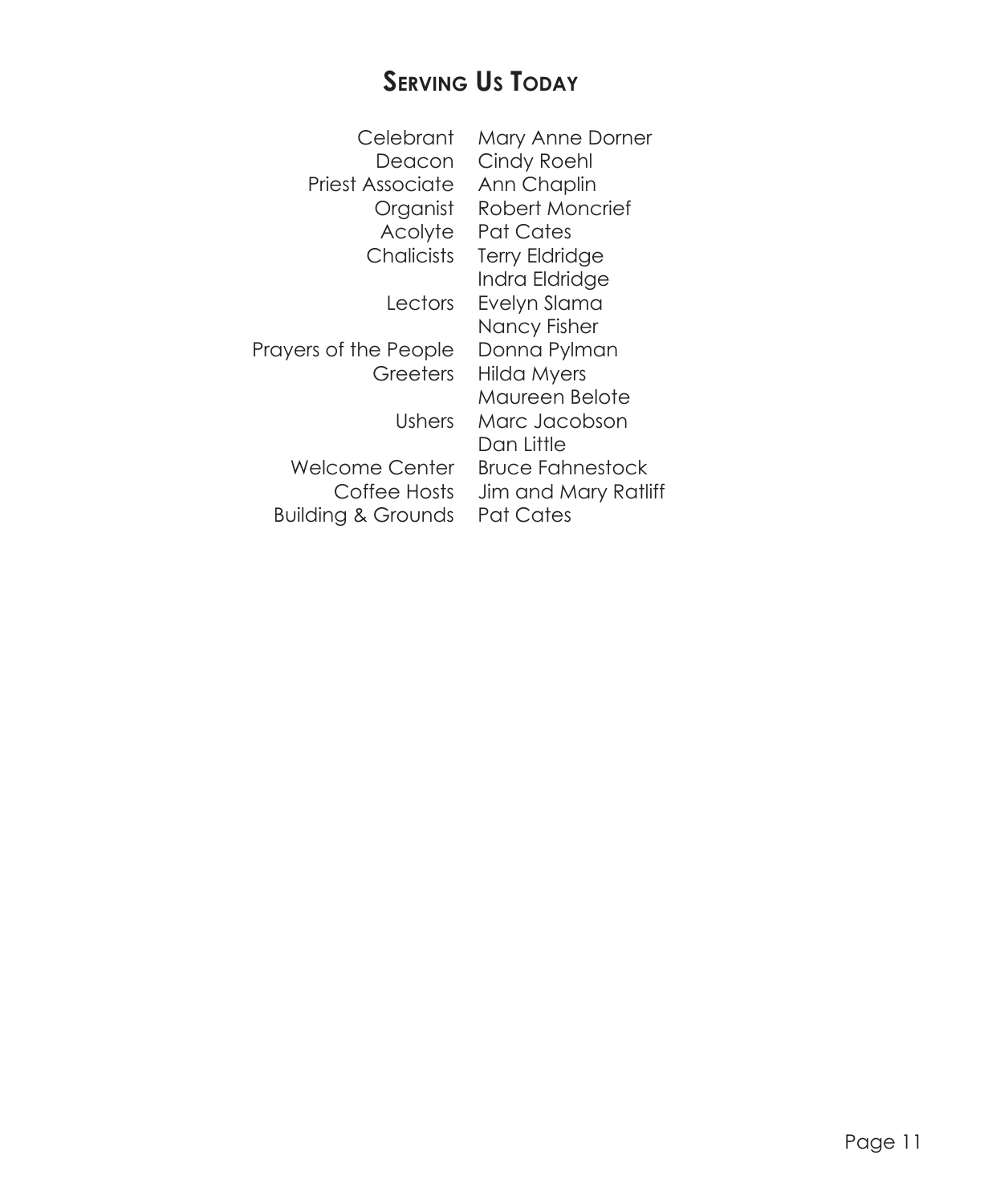## Serving Us Today

| | |
|---|---|
| Celebrant | Mary Anne Dorner |
| Deacon | Cindy Roehl |
| Priest Associate | Ann Chaplin |
| Organist | Robert Moncrief |
| Acolyte | Pat Cates |
| Chalicists | Terry Eldridge |
| | Indra Eldridge |
| Lectors | Evelyn Slama |
| | Nancy Fisher |
| Prayers of the People | Donna Pylman |
| Greeters | Hilda Myers |
| | Maureen Belote |
| Ushers | Marc Jacobson |
| | Dan Little |
| Welcome Center | Bruce Fahnestock |
| Coffee Hosts | Jim and Mary Ratliff |
| Building & Grounds | Pat Cates |